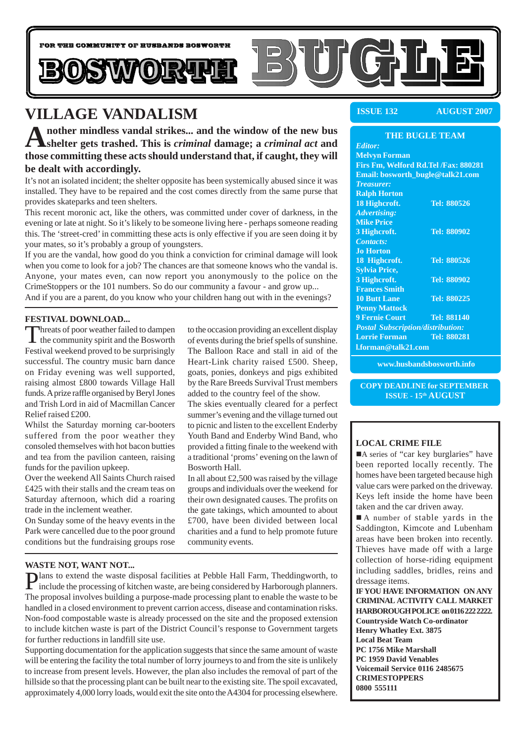FOR THE COMMUNITY OF HUSBANDS BOSWORTH

# BOSWORTH BUGLE

## VILLAGE VANDALISM

**Another mindless vandal strikes... and the window of the new bus shelter gets trashed. This is *criminal* damage; a *criminal act* and those committing these acts should understand that, if caught, they will be dealt with accordingly.**

It's not an isolated incident; the shelter opposite has been systemically abused since it was installed. They have to be repaired and the cost comes directly from the same purse that provides skateparks and teen shelters.

This recent moronic act, like the others, was committed under cover of darkness, in the evening or late at night. So it's likely to be someone living here - perhaps someone reading this. The 'street-cred' in committing these acts is only effective if you are seen doing it by your mates, so it's probably a group of youngsters.

If you are the vandal, how good do you think a conviction for criminal damage will look when you come to look for a job? The chances are that someone knows who the vandal is. Anyone, your mates even, can now report you anonymously to the police on the CrimeStoppers or the 101 numbers. So do our community a favour - and grow up...

And if you are a parent, do you know who your children hang out with in the evenings?

### FESTIVAL DOWNLOAD...

Threats of poor weather failed to dampen the community spirit and the Bosworth Festival weekend proved to be surprisingly successful. The country music barn dance on Friday evening was well supported, raising almost £800 towards Village Hall funds. A prize raffle organised by Beryl Jones and Trish Lord in aid of Macmillan Cancer Relief raised £200.

Whilst the Saturday morning car-booters suffered from the poor weather they consoled themselves with hot bacon butties and tea from the pavilion canteen, raising funds for the pavilion upkeep.

Over the weekend All Saints Church raised £425 with their stalls and the cream teas on Saturday afternoon, which did a roaring trade in the inclement weather.

On Sunday some of the heavy events in the Park were cancelled due to the poor ground conditions but the fundraising groups rose to the occasion providing an excellent display of events during the brief spells of sunshine. The Balloon Race and stall in aid of the Heart-Link charity raised £500. Sheep, goats, ponies, donkeys and pigs exhibited by the Rare Breeds Survival Trust members added to the country feel of the show.

The skies eventually cleared for a perfect summer's evening and the village turned out to picnic and listen to the excellent Enderby Youth Band and Enderby Wind Band, who provided a fitting finale to the weekend with a traditional 'proms' evening on the lawn of Bosworth Hall.

In all about £2,500 was raised by the village groups and individuals over the weekend for their own designated causes. The profits on the gate takings, which amounted to about £700, have been divided between local charities and a fund to help promote future community events.

### WASTE NOT, WANT NOT...

Plans to extend the waste disposal facilities at Pebble Hall Farm, Theddingworth, to include the processing of kitchen waste, are being considered by Harborough planners. The proposal involves building a purpose-made processing plant to enable the waste to be handled in a closed environment to prevent carrion access, disease and contamination risks. Non-food compostable waste is already processed on the site and the proposed extension to include kitchen waste is part of the District Council's response to Government targets for further reductions in landfill site use.

Supporting documentation for the application suggests that since the same amount of waste will be entering the facility the total number of lorry journeys to and from the site is unlikely to increase from present levels. However, the plan also includes the removal of part of the hillside so that the processing plant can be built near to the existing site. The spoil excavated, approximately 4,000 lorry loads, would exit the site onto the A4304 for processing elsewhere.

---

**ISSUE 132 — AUGUST 2007**

**THE BUGLE TEAM**

***Editor:***
**Melvyn Forman**
**Firs Fm, Welford Rd.Tel /Fax: 880281**
**Email: bosworth_bugle@talk21.com**

***Treasurer:***
**Ralph Horton**
**18 Highcroft. Tel: 880526**

***Advertising:***
**Mike Price**
**3 Highcroft. Tel: 880902**

***Contacts:***
**Jo Horton**
**18 Highcroft. Tel: 880526**
**Sylvia Price,**
**3 Highcroft. Tel: 880902**
**Frances Smith**
**10 Butt Lane Tel: 880225**
**Penny Mattock**
**9 Fernie Court Tel: 881140**

***Postal Subscription/distribution:***
**Lorrie Forman Tel: 880281**
**l.forman@talk21.com**

**www.husbandsbosworth.info**

**COPY DEADLINE for SEPTEMBER ISSUE - 15th AUGUST**

### LOCAL CRIME FILE

- A series of "car key burglaries" have been reported locally recently. The homes have been targeted because high value cars were parked on the driveway. Keys left inside the home have been taken and the car driven away.
- A number of stable yards in the Saddington, Kimcote and Lubenham areas have been broken into recently. Thieves have made off with a large collection of horse-riding equipment including saddles, bridles, reins and dressage items.

**IF YOU HAVE INFORMATION ON ANY CRIMINAL ACTIVITY CALL MARKET HARBOROUGH POLICE on 0116 222 2222.**
**Countryside Watch Co-ordinator**
**Henry Whatley Ext. 3875**
**Local Beat Team**
**PC 1756 Mike Marshall**
**PC 1959 David Venables**
**Voicemail Service 0116 2485675**
**CRIMESTOPPERS**
**0800 555111**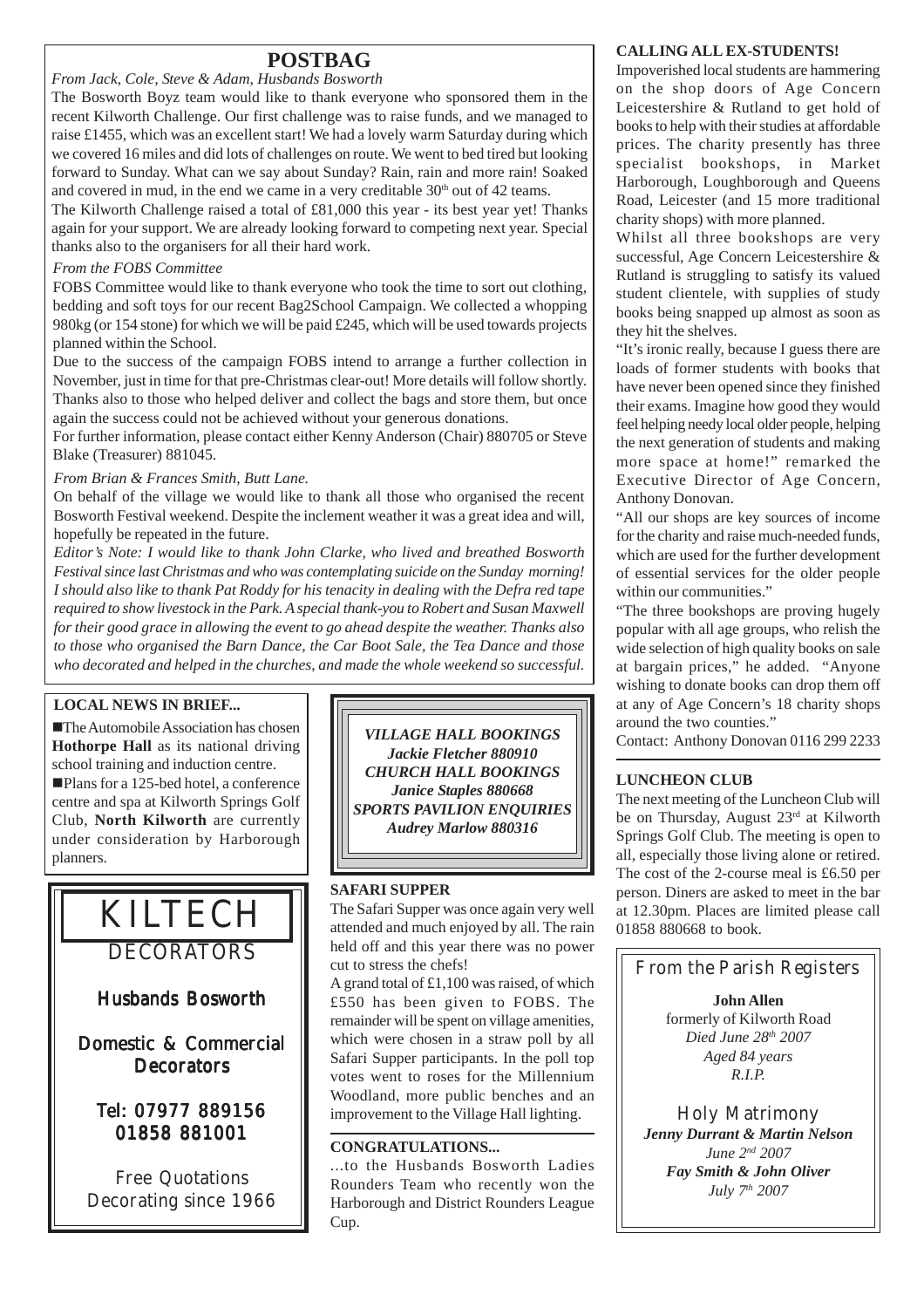## POSTBAG

*From Jack, Cole, Steve & Adam, Husbands Bosworth*

The Bosworth Boyz team would like to thank everyone who sponsored them in the recent Kilworth Challenge. Our first challenge was to raise funds, and we managed to raise £1455, which was an excellent start! We had a lovely warm Saturday during which we covered 16 miles and did lots of challenges on route. We went to bed tired but looking forward to Sunday. What can we say about Sunday? Rain, rain and more rain! Soaked and covered in mud, in the end we came in a very creditable 30th out of 42 teams.

The Kilworth Challenge raised a total of £81,000 this year - its best year yet! Thanks again for your support. We are already looking forward to competing next year. Special thanks also to the organisers for all their hard work.

*From the FOBS Committee*

FOBS Committee would like to thank everyone who took the time to sort out clothing, bedding and soft toys for our recent Bag2School Campaign. We collected a whopping 980kg (or 154 stone) for which we will be paid £245, which will be used towards projects planned within the School.

Due to the success of the campaign FOBS intend to arrange a further collection in November, just in time for that pre-Christmas clear-out! More details will follow shortly. Thanks also to those who helped deliver and collect the bags and store them, but once again the success could not be achieved without your generous donations.

For further information, please contact either Kenny Anderson (Chair) 880705 or Steve Blake (Treasurer) 881045.

*From Brian & Frances Smith, Butt Lane.*

On behalf of the village we would like to thank all those who organised the recent Bosworth Festival weekend. Despite the inclement weather it was a great idea and will, hopefully be repeated in the future.

*Editor's Note: I would like to thank John Clarke, who lived and breathed Bosworth Festival since last Christmas and who was contemplating suicide on the Sunday morning! I should also like to thank Pat Roddy for his tenacity in dealing with the Defra red tape required to show livestock in the Park. A special thank-you to Robert and Susan Maxwell for their good grace in allowing the event to go ahead despite the weather. Thanks also to those who organised the Barn Dance, the Car Boot Sale, the Tea Dance and those who decorated and helped in the churches, and made the whole weekend so successful.*

### LOCAL NEWS IN BRIEF...

- The Automobile Association has chosen **Hothorpe Hall** as its national driving school training and induction centre.
- Plans for a 125-bed hotel, a conference centre and spa at Kilworth Springs Golf Club, **North Kilworth** are currently under consideration by Harborough planners.

**KILTECH**
DECORATORS

Husbands Bosworth

Domestic & Commercial Decorators

Tel: 07977 889156
01858 881001

Free Quotations
Decorating since 1966

***VILLAGE HALL BOOKINGS***
***Jackie Fletcher 880910***
***CHURCH HALL BOOKINGS***
***Janice Staples 880668***
***SPORTS PAVILION ENQUIRIES***
***Audrey Marlow 880316***

### SAFARI SUPPER

The Safari Supper was once again very well attended and much enjoyed by all. The rain held off and this year there was no power cut to stress the chefs!

A grand total of £1,100 was raised, of which £550 has been given to FOBS. The remainder will be spent on village amenities, which were chosen in a straw poll by all Safari Supper participants. In the poll top votes went to roses for the Millennium Woodland, more public benches and an improvement to the Village Hall lighting.

### CONGRATULATIONS...

...to the Husbands Bosworth Ladies Rounders Team who recently won the Harborough and District Rounders League Cup.

### CALLING ALL EX-STUDENTS!

Impoverished local students are hammering on the shop doors of Age Concern Leicestershire & Rutland to get hold of books to help with their studies at affordable prices. The charity presently has three specialist bookshops, in Market Harborough, Loughborough and Queens Road, Leicester (and 15 more traditional charity shops) with more planned.

Whilst all three bookshops are very successful, Age Concern Leicestershire & Rutland is struggling to satisfy its valued student clientele, with supplies of study books being snapped up almost as soon as they hit the shelves.

"It's ironic really, because I guess there are loads of former students with books that have never been opened since they finished their exams. Imagine how good they would feel helping needy local older people, helping the next generation of students and making more space at home!" remarked the Executive Director of Age Concern, Anthony Donovan.

"All our shops are key sources of income for the charity and raise much-needed funds, which are used for the further development of essential services for the older people within our communities."

"The three bookshops are proving hugely popular with all age groups, who relish the wide selection of high quality books on sale at bargain prices," he added. "Anyone wishing to donate books can drop them off at any of Age Concern's 18 charity shops around the two counties."

Contact: Anthony Donovan 0116 299 2233

### LUNCHEON CLUB

The next meeting of the Luncheon Club will be on Thursday, August 23rd at Kilworth Springs Golf Club. The meeting is open to all, especially those living alone or retired. The cost of the 2-course meal is £6.50 per person. Diners are asked to meet in the bar at 12.30pm. Places are limited please call 01858 880668 to book.

### From the Parish Registers

**John Allen**
formerly of Kilworth Road
*Died June 28th 2007*
*Aged 84 years*
*R.I.P.*

Holy Matrimony

***Jenny Durrant & Martin Nelson***
*June 2nd 2007*
***Fay Smith & John Oliver***
*July 7th 2007*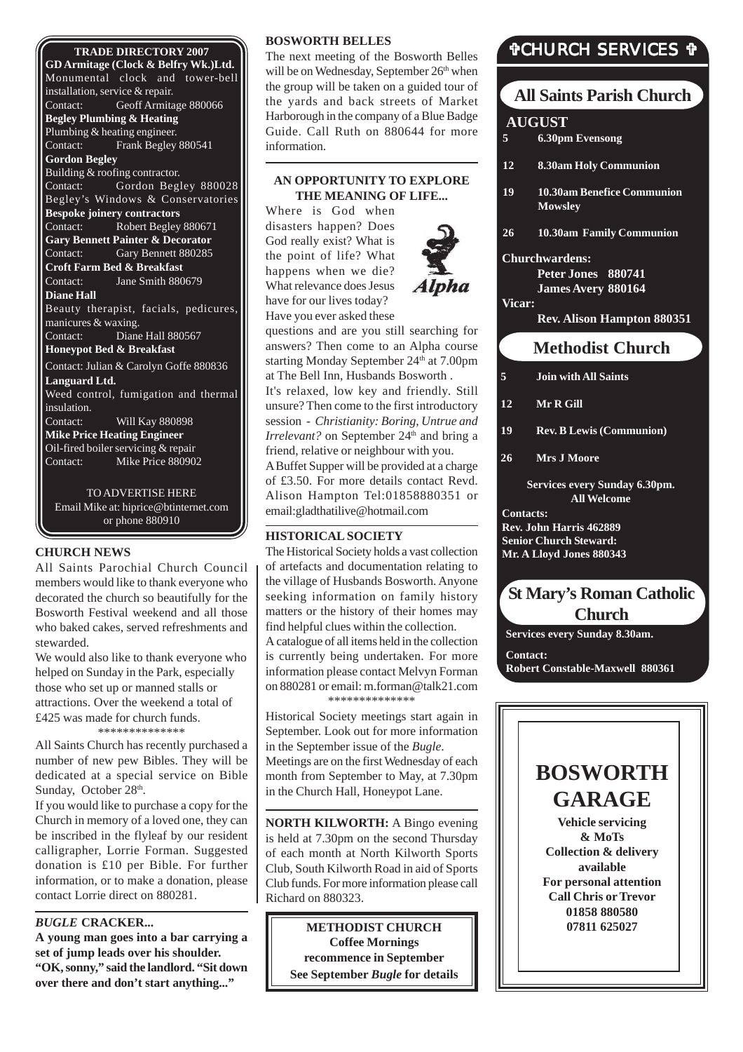## TRADE DIRECTORY 2007

**GD Armitage (Clock & Belfry Wk.)Ltd.**
Monumental clock and tower-bell installation, service & repair.
Contact: Geoff Armitage 880066

**Begley Plumbing & Heating**
Plumbing & heating engineer.
Contact: Frank Begley 880541

**Gordon Begley**
Building & roofing contractor.
Contact: Gordon Begley 880028
Begley's Windows & Conservatories

**Bespoke joinery contractors**
Contact: Robert Begley 880671

**Gary Bennett Painter & Decorator**
Contact: Gary Bennett 880285

**Croft Farm Bed & Breakfast**
Contact: Jane Smith 880679

**Diane Hall**
Beauty therapist, facials, pedicures, manicures & waxing.
Contact: Diane Hall 880567

**Honeypot Bed & Breakfast**
Contact: Julian & Carolyn Goffe 880836

**Languard Ltd.**
Weed control, fumigation and thermal insulation.
Contact: Will Kay 880898

**Mike Price Heating Engineer**
Oil-fired boiler servicing & repair
Contact: Mike Price 880902

TO ADVERTISE HERE
Email Mike at: hiprice@btinternet.com or phone 880910

## CHURCH NEWS

All Saints Parochial Church Council members would like to thank everyone who decorated the church so beautifully for the Bosworth Festival weekend and all those who baked cakes, served refreshments and stewarded.

We would also like to thank everyone who helped on Sunday in the Park, especially those who set up or manned stalls or attractions. Over the weekend a total of £425 was made for church funds.

**************

All Saints Church has recently purchased a number of new pew Bibles. They will be dedicated at a special service on Bible Sunday, October 28th.

If you would like to purchase a copy for the Church in memory of a loved one, they can be inscribed in the flyleaf by our resident calligrapher, Lorrie Forman. Suggested donation is £10 per Bible. For further information, or to make a donation, please contact Lorrie direct on 880281.

## *BUGLE* CRACKER...

**A young man goes into a bar carrying a set of jump leads over his shoulder. "OK, sonny," said the landlord. "Sit down over there and don't start anything..."**

## BOSWORTH BELLES

The next meeting of the Bosworth Belles will be on Wednesday, September 26th when the group will be taken on a guided tour of the yards and back streets of Market Harborough in the company of a Blue Badge Guide. Call Ruth on 880644 for more information.

## AN OPPORTUNITY TO EXPLORE THE MEANING OF LIFE...

Where is God when disasters happen? Does God really exist? What is the point of life? What happens when we die? What relevance does Jesus have for our lives today? Have you ever asked these questions and are you still searching for answers? Then come to an Alpha course starting Monday September 24th at 7.00pm at The Bell Inn, Husbands Bosworth .

It's relaxed, low key and friendly. Still unsure? Then come to the first introductory session - *Christianity: Boring, Untrue and Irrelevant?* on September 24th and bring a friend, relative or neighbour with you.

A Buffet Supper will be provided at a charge of £3.50. For more details contact Revd. Alison Hampton Tel:01858880351 or email:gladthatilive@hotmail.com

## HISTORICAL SOCIETY

The Historical Society holds a vast collection of artefacts and documentation relating to the village of Husbands Bosworth. Anyone seeking information on family history matters or the history of their homes may find helpful clues within the collection.

A catalogue of all items held in the collection is currently being undertaken. For more information please contact Melvyn Forman on 880281 or email: m.forman@talk21.com

**************

Historical Society meetings start again in September. Look out for more information in the September issue of the *Bugle*.

Meetings are on the first Wednesday of each month from September to May, at 7.30pm in the Church Hall, Honeypot Lane.

**NORTH KILWORTH:** A Bingo evening is held at 7.30pm on the second Thursday of each month at North Kilworth Sports Club, South Kilworth Road in aid of Sports Club funds. For more information please call Richard on 880323.

**METHODIST CHURCH**
**Coffee Mornings recommence in September**
**See September *Bugle* for details**

## ✞CHURCH SERVICES ✞

### All Saints Parish Church

**AUGUST**

- **5** 6.30pm Evensong
- **12** 8.30am Holy Communion
- **19** 10.30am Benefice Communion Mowsley
- **26** 10.30am Family Communion

**Churchwardens:**
Peter Jones 880741
James Avery 880164

**Vicar:**
Rev. Alison Hampton 880351

### Methodist Church

- **5** Join with All Saints
- **12** Mr R Gill
- **19** Rev. B Lewis (Communion)
- **26** Mrs J Moore

**Services every Sunday 6.30pm. All Welcome**

**Contacts:**
Rev. John Harris 462889
Senior Church Steward:
Mr. A Lloyd Jones 880343

### St Mary's Roman Catholic Church

**Services every Sunday 8.30am.**

**Contact:**
Robert Constable-Maxwell 880361

## BOSWORTH GARAGE

**Vehicle servicing & MoTs**
**Collection & delivery available**
**For personal attention**
**Call Chris or Trevor**
**01858 880580**
**07811 625027**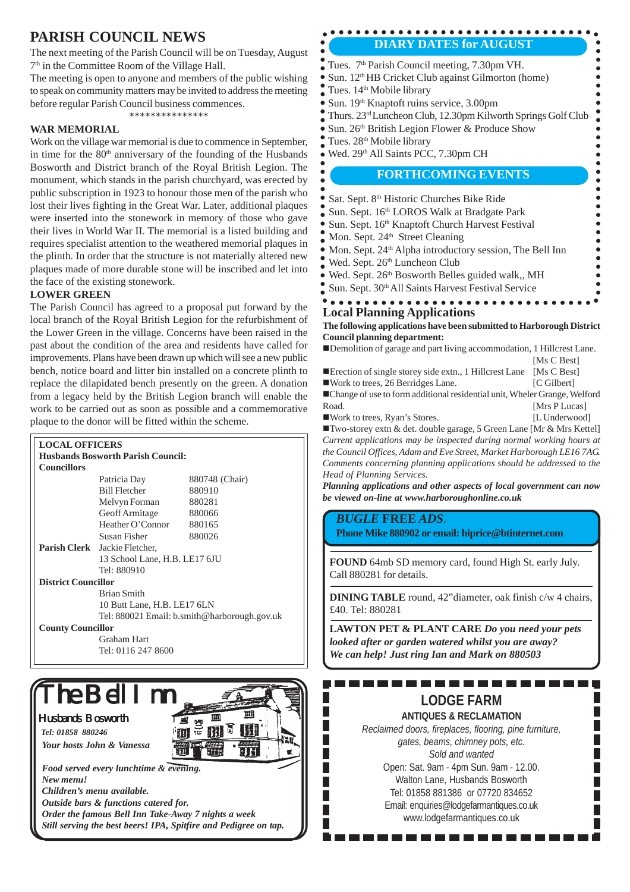## PARISH COUNCIL NEWS

The next meeting of the Parish Council will be on Tuesday, August 7th in the Committee Room of the Village Hall.

The meeting is open to anyone and members of the public wishing to speak on community matters may be invited to address the meeting before regular Parish Council business commences.

\*\*\*\*\*\*\*\*\*\*\*\*\*\*\*

### WAR MEMORIAL

Work on the village war memorial is due to commence in September, in time for the 80th anniversary of the founding of the Husbands Bosworth and District branch of the Royal British Legion. The monument, which stands in the parish churchyard, was erected by public subscription in 1923 to honour those men of the parish who lost their lives fighting in the Great War. Later, additional plaques were inserted into the stonework in memory of those who gave their lives in World War II. The memorial is a listed building and requires specialist attention to the weathered memorial plaques in the plinth. In order that the structure is not materially altered new plaques made of more durable stone will be inscribed and let into the face of the existing stonework.

### LOWER GREEN

The Parish Council has agreed to a proposal put forward by the local branch of the Royal British Legion for the refurbishment of the Lower Green in the village. Concerns have been raised in the past about the condition of the area and residents have called for improvements. Plans have been drawn up which will see a new public bench, notice board and litter bin installed on a concrete plinth to replace the dilapidated bench presently on the green. A donation from a legacy held by the British Legion branch will enable the work to be carried out as soon as possible and a commemorative plaque to the donor will be fitted within the scheme.

### LOCAL OFFICERS

**Husbands Bosworth Parish Council:**

| | | |
|---|---|---|
| **Councillors** | Patricia Day | 880748 (Chair) |
| | Bill Fletcher | 880910 |
| | Melvyn Forman | 880281 |
| | Geoff Armitage | 880066 |
| | Heather O'Connor | 880165 |
| | Susan Fisher | 880026 |
| **Parish Clerk** | Jackie Fletcher, 13 School Lane, H.B. LE17 6JU Tel: 880910 | |
| **District Councillor** | Brian Smith 10 Butt Lane, H.B. LE17 6LN Tel: 880021 Email: b.smith@harborough.gov.uk | |
| **County Councillor** | Graham Hart Tel: 0116 247 8600 | |

## The Bell Inn

**Husbands Bosworth**

*Tel: 01858 880246*

*Your hosts John & Vanessa*

*Food served every lunchtime & evening.*
*New menu!*
*Children's menu available.*
*Outside bars & functions catered for.*
*Order the famous Bell Inn Take-Away 7 nights a week*
*Still serving the best beers! IPA, Spitfire and Pedigree on tap.*

## DIARY DATES for AUGUST

- Tues. 7th Parish Council meeting, 7.30pm VH.
- Sun. 12th HB Cricket Club against Gilmorton (home)
- Tues. 14th Mobile library
- Sun. 19th Knaptoft ruins service, 3.00pm
- Thurs. 23rd Luncheon Club, 12.30pm Kilworth Springs Golf Club
- Sun. 26th British Legion Flower & Produce Show
- Tues. 28th Mobile library
- Wed. 29th All Saints PCC, 7.30pm CH

## FORTHCOMING EVENTS

- Sat. Sept. 8th Historic Churches Bike Ride
- Sun. Sept. 16th LOROS Walk at Bradgate Park
- Sun. Sept. 16th Knaptoft Church Harvest Festival
- Mon. Sept. 24th Street Cleaning
- Mon. Sept. 24th Alpha introductory session, The Bell Inn
- Wed. Sept. 26th Luncheon Club
- Wed. Sept. 26th Bosworth Belles guided walk,, MH
- Sun. Sept. 30th All Saints Harvest Festival Service

## Local Planning Applications

**The following applications have been submitted to Harborough District Council planning department:**

- Demolition of garage and part living accommodation, 1 Hillcrest Lane. [Ms C Best]
- Erection of single storey side extn., 1 Hillcrest Lane [Ms C Best]
- Work to trees, 26 Berridges Lane. [C Gilbert]
- Change of use to form additional residential unit, Wheler Grange, Welford Road. [Mrs P Lucas]
- Work to trees, Ryan's Stores. [L Underwood]
- Two-storey extn & det. double garage, 5 Green Lane [Mr & Mrs Kettel]

*Current applications may be inspected during normal working hours at the Council Offices, Adam and Eve Street, Market Harborough LE16 7AG. Comments concerning planning applications should be addressed to the Head of Planning Services.*

***Planning applications and other aspects of local government can now be viewed on-line at www.harboroughonline.co.uk***

## *BUGLE* FREE *ADS*.

**Phone Mike 880902 or email: hiprice@btinternet.com**

**FOUND** 64mb SD memory card, found High St. early July. Call 880281 for details.

**DINING TABLE** round, 42"diameter, oak finish c/w 4 chairs, £40. Tel: 880281

**LAWTON PET & PLANT CARE** ***Do you need your pets looked after or garden watered whilst you are away? We can help! Just ring Ian and Mark on 880503***

## LODGE FARM

**ANTIQUES & RECLAMATION**

*Reclaimed doors, fireplaces, flooring, pine furniture, gates, beams, chimney pots, etc.*
*Sold and wanted*

Open: Sat. 9am - 4pm Sun. 9am - 12.00.
Walton Lane, Husbands Bosworth
Tel: 01858 881386 or 07720 834652
Email: enquiries@lodgefarmantiques.co.uk
www.lodgefarmantiques.co.uk